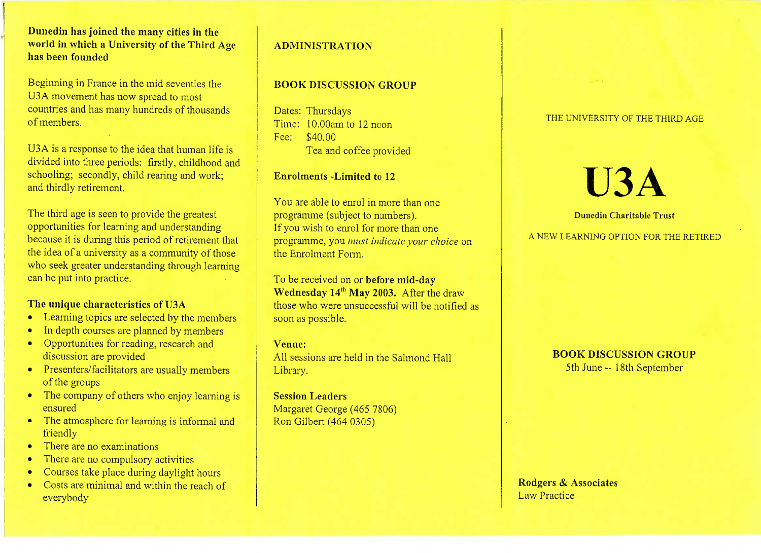**Dunedin has joined the many cities in the world in which a University of the Third Age has been founded**

Beginning in France in the mid seventies the U3A movement has now spread to most countries and has many hundreds of thousands of members.

U3A is a response to the idea that human life is divided into three periods: firstly, childhood and schooling; secondly, child rearing and work; and thirdly retirement.

The third age is seen to provide the greatest opportunities for learning and understanding because it is during this period of retirement that the idea of a university as a community of those who seek greater understanding through learning can be put into practice.

### The unique characteristics of U3A

- Learning topics are selected by the members
- In depth courses are planned by members
- Opportunities for reading, research and discussion are provided
- Presenters/facilitators are usually members of the groups
- The company of others who enjoy learning is ensured
- The atmosphere for learning is informal and friendly
- There are no examinations
- There are no compulsory activities
- Courses take place during daylight hours
- Costs are minimal and within the reach of everybody

## ADMINISTRATION

### BOOK DISCUSSION GROUP

Dates: Thursdays
Time: 10.00am to 12 noon
Fee: $40.00
Tea and coffee provided

**Enrolments -Limited to 12**

You are able to enrol in more than one programme (subject to numbers).
If you wish to enrol for more than one programme, you *must indicate your choice* on the Enrolment Form.

To be received on or **before mid-day Wednesday 14th May 2003.** After the draw those who were unsuccessful will be notified as soon as possible.

**Venue:**
All sessions are held in the Salmond Hall Library.

**Session Leaders**
Margaret George (465 7806)
Ron Gilbert (464 0305)

THE UNIVERSITY OF THE THIRD AGE

# U3A

**Dunedin Charitable Trust**

A NEW LEARNING OPTION FOR THE RETIRED

**BOOK DISCUSSION GROUP**
5th June -- 18th September

**Rodgers & Associates**
Law Practice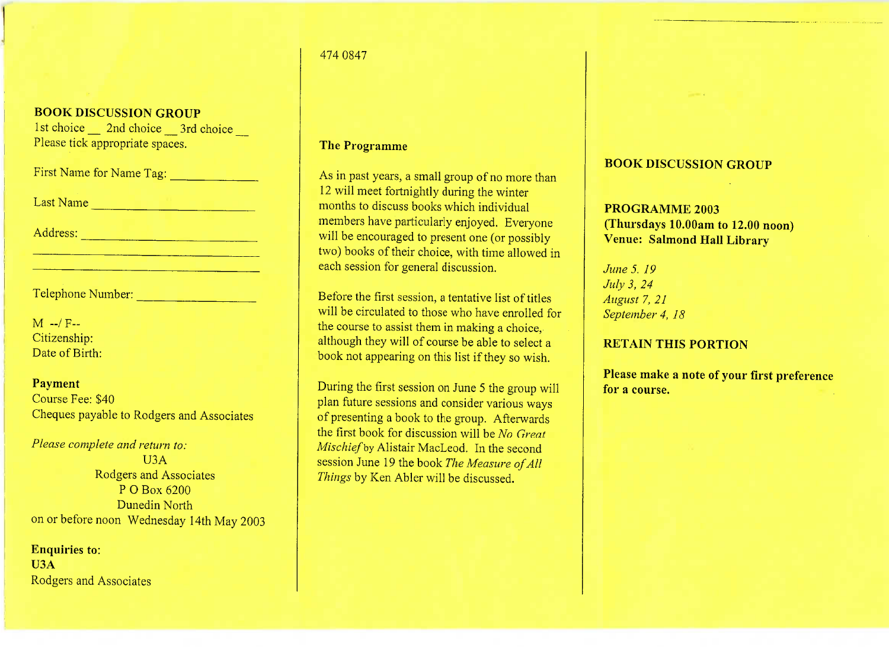## BOOK DISCUSSION GROUP

1st choice __ 2nd choice __ 3rd choice __
Please tick appropriate spaces.

First Name for Name Tag: ____________

Last Name ______________________

Address: ______________________

______________________________

______________________________

Telephone Number: ______________

M --/ F--
Citizenship:
Date of Birth:

**Payment**
Course Fee: $40
Cheques payable to Rodgers and Associates

*Please complete and return to:*
U3A
Rodgers and Associates
P O Box 6200
Dunedin North
on or before noon Wednesday 14th May 2003

**Enquiries to:**
**U3A**
Rodgers and Associates

474 0847

### The Programme

As in past years, a small group of no more than 12 will meet fortnightly during the winter months to discuss books which individual members have particularly enjoyed. Everyone will be encouraged to present one (or possibly two) books of their choice, with time allowed in each session for general discussion.

Before the first session, a tentative list of titles will be circulated to those who have enrolled for the course to assist them in making a choice, although they will of course be able to select a book not appearing on this list if they so wish.

During the first session on June 5 the group will plan future sessions and consider various ways of presenting a book to the group. Afterwards the first book for discussion will be *No Great Mischief* by Alistair MacLeod. In the second session June 19 the book *The Measure of All Things* by Ken Abler will be discussed.

## BOOK DISCUSSION GROUP

**PROGRAMME 2003**
**(Thursdays 10.00am to 12.00 noon)**
**Venue: Salmond Hall Library**

*June 5. 19*
*July 3, 24*
*August 7, 21*
*September 4, 18*

**RETAIN THIS PORTION**

**Please make a note of your first preference for a course.**